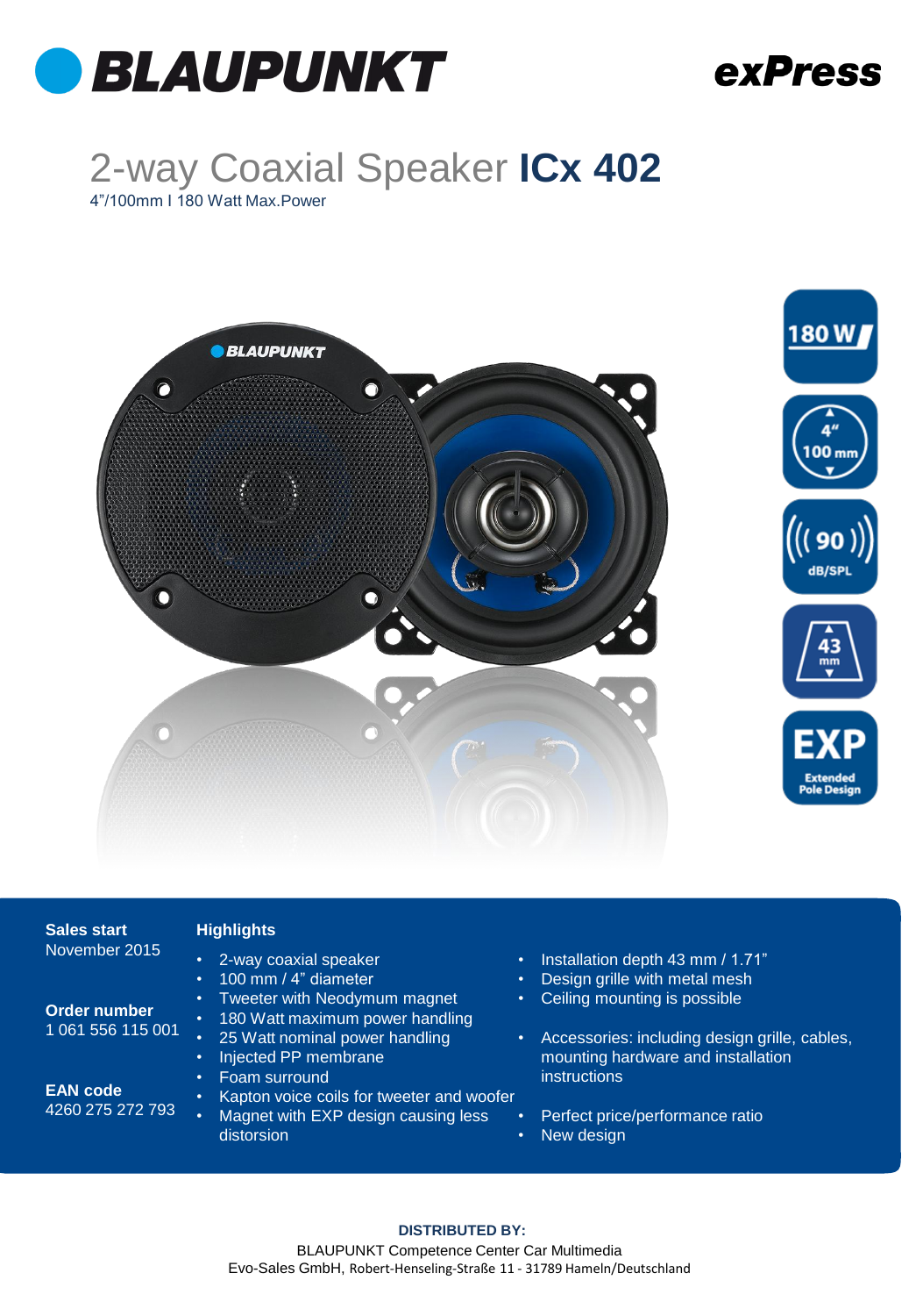# BLAUPUNKT

**exPress**

## 2-way Coaxial Speaker **ICx 402**

4"/100mm I 180 Watt Max.Power

180 W

4" 100 mm

90 dB/SPL

43 mm

EXP Extended Pole Design

**Sales start**
November 2015

**Order number**
1 061 556 115 001

**EAN code**
4260 275 272 793

**Highlights**

- 2-way coaxial speaker
- 100 mm / 4" diameter
- Tweeter with Neodymum magnet
- 180 Watt maximum power handling
- 25 Watt nominal power handling
- Injected PP membrane
- Foam surround
- Kapton voice coils for tweeter and woofer
- Magnet with EXP design causing less distorsion
- Installation depth 43 mm / 1.71"
- Design grille with metal mesh
- Ceiling mounting is possible
- Accessories: including design grille, cables, mounting hardware and installation instructions
- Perfect price/performance ratio
- New design

**DISTRIBUTED BY:**
BLAUPUNKT Competence Center Car Multimedia
Evo-Sales GmbH, Robert-Henseling-Straße 11 - 31789 Hameln/Deutschland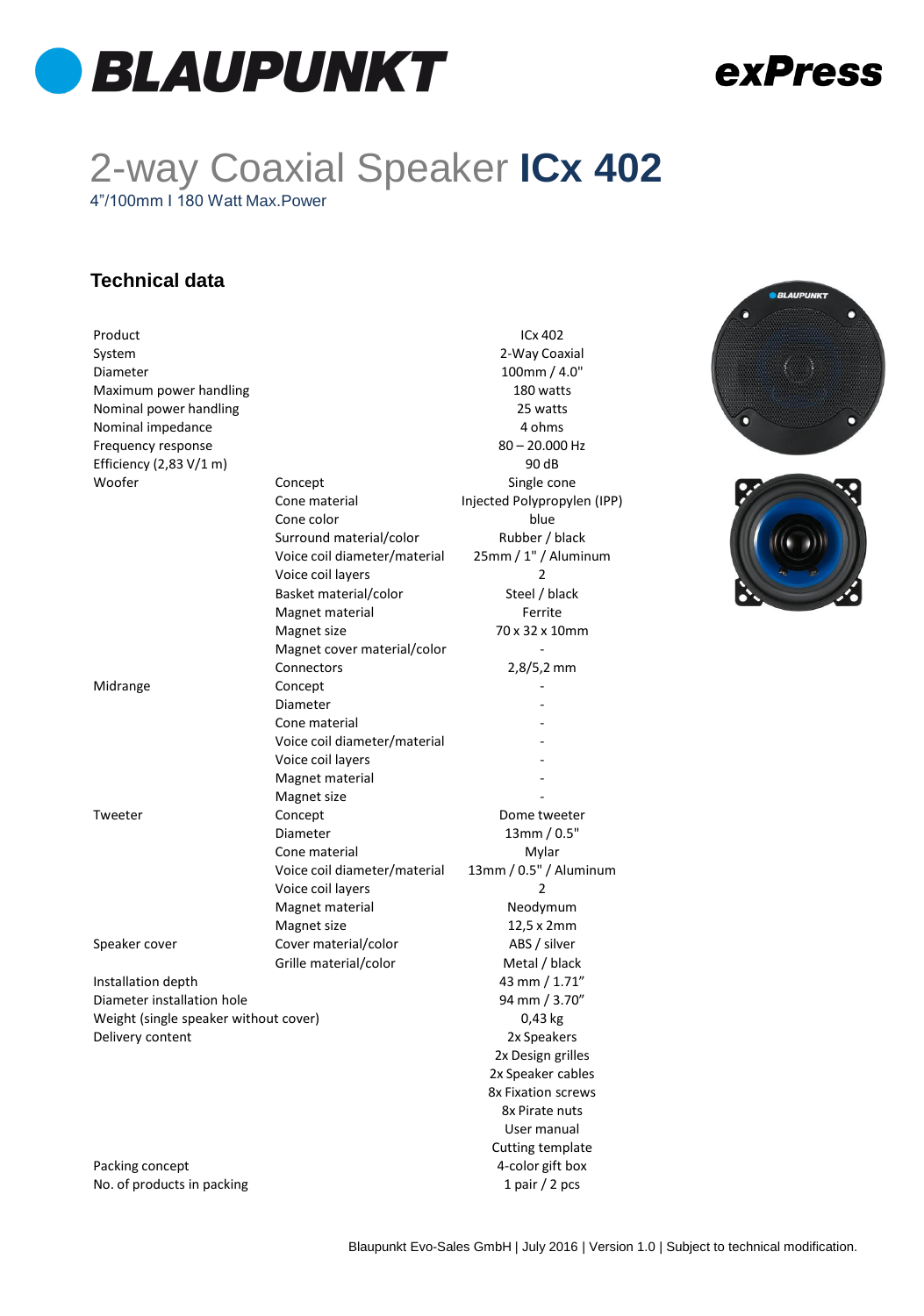# BLAUPUNKT

**exPress**

# 2-way Coaxial Speaker **ICx 402**

4”/100mm I 180 Watt Max.Power

## Technical data

| | | |
|---|---|---|
| Product | | ICx 402 |
| System | | 2-Way Coaxial |
| Diameter | | 100mm / 4.0" |
| Maximum power handling | | 180 watts |
| Nominal power handling | | 25 watts |
| Nominal impedance | | 4 ohms |
| Frequency response | | 80 – 20.000 Hz |
| Efficiency (2,83 V/1 m) | | 90 dB |
| Woofer | Concept | Single cone |
| | Cone material | Injected Polypropylen (IPP) |
| | Cone color | blue |
| | Surround material/color | Rubber / black |
| | Voice coil diameter/material | 25mm / 1" / Aluminum |
| | Voice coil layers | 2 |
| | Basket material/color | Steel / black |
| | Magnet material | Ferrite |
| | Magnet size | 70 x 32 x 10mm |
| | Magnet cover material/color | - |
| | Connectors | 2,8/5,2 mm |
| Midrange | Concept | - |
| | Diameter | - |
| | Cone material | - |
| | Voice coil diameter/material | - |
| | Voice coil layers | - |
| | Magnet material | - |
| | Magnet size | - |
| Tweeter | Concept | Dome tweeter |
| | Diameter | 13mm / 0.5" |
| | Cone material | Mylar |
| | Voice coil diameter/material | 13mm / 0.5" / Aluminum |
| | Voice coil layers | 2 |
| | Magnet material | Neodymum |
| | Magnet size | 12,5 x 2mm |
| Speaker cover | Cover material/color | ABS / silver |
| | Grille material/color | Metal / black |
| Installation depth | | 43 mm / 1.71” |
| Diameter installation hole | | 94 mm / 3.70” |
| Weight (single speaker without cover) | | 0,43 kg |
| Delivery content | | 2x Speakers<br>2x Design grilles<br>2x Speaker cables<br>8x Fixation screws<br>8x Pirate nuts<br>User manual<br>Cutting template |
| Packing concept | | 4-color gift box |
| No. of products in packing | | 1 pair / 2 pcs |

Blaupunkt Evo-Sales GmbH | July 2016 | Version 1.0 | Subject to technical modification.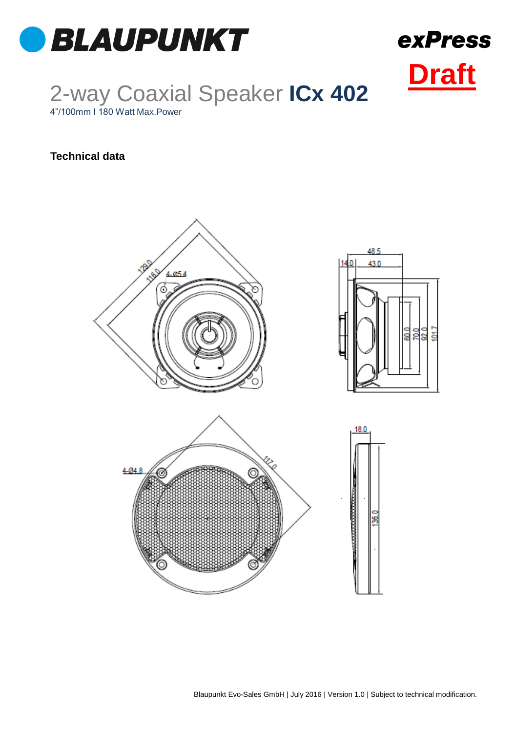BLAUPUNKT

exPress

Draft

# 2-way Coaxial Speaker **ICx 402**

4"/100mm I 180 Watt Max.Power

**Technical data**

129.0
116.0
4-Ø5.4

48.5
14.0
43.0
60.0
70.0
92.0
101.7

4-Ø4.8
117.0

18.0
136.0

Blaupunkt Evo-Sales GmbH | July 2016 | Version 1.0 | Subject to technical modification.